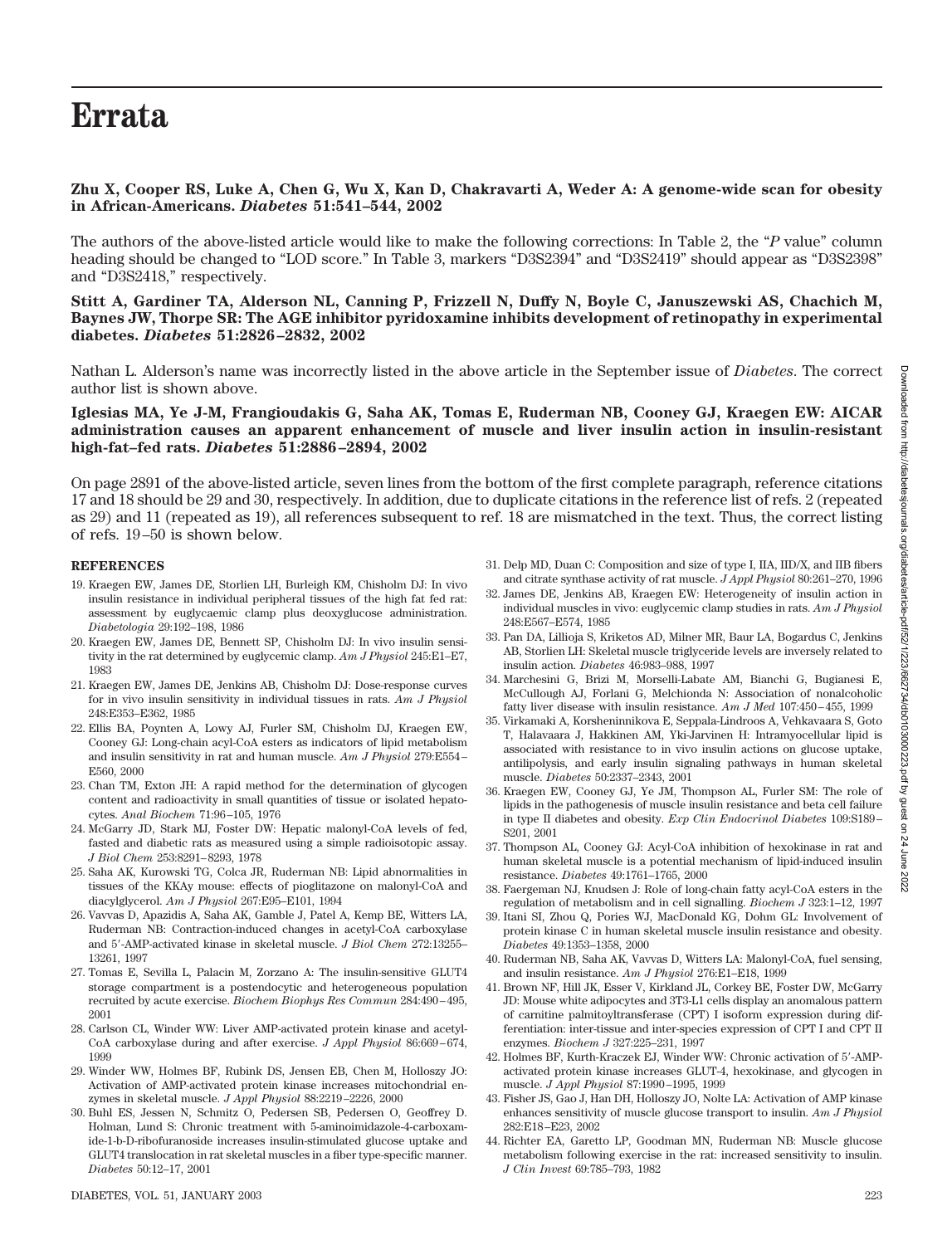# Errata

**Zhu X, Cooper RS, Luke A, Chen G, Wu X, Kan D, Chakravarti A, Weder A: A genome-wide scan for obesity in African-Americans. *Diabetes* 51:541–544, 2002**

The authors of the above-listed article would like to make the following corrections: In Table 2, the "*P* value" column heading should be changed to "LOD score." In Table 3, markers "D3S2394" and "D3S2419" should appear as "D3S2398" and "D3S2418," respectively.

**Stitt A, Gardiner TA, Alderson NL, Canning P, Frizzell N, Duffy N, Boyle C, Januszewski AS, Chachich M, Baynes JW, Thorpe SR: The AGE inhibitor pyridoxamine inhibits development of retinopathy in experimental diabetes. *Diabetes* 51:2826–2832, 2002**

Nathan L. Alderson's name was incorrectly listed in the above article in the September issue of *Diabetes*. The correct author list is shown above.

**Iglesias MA, Ye J-M, Frangioudakis G, Saha AK, Tomas E, Ruderman NB, Cooney GJ, Kraegen EW: AICAR administration causes an apparent enhancement of muscle and liver insulin action in insulin-resistant high-fat–fed rats. *Diabetes* 51:2886–2894, 2002**

On page 2891 of the above-listed article, seven lines from the bottom of the first complete paragraph, reference citations 17 and 18 should be 29 and 30, respectively. In addition, due to duplicate citations in the reference list of refs. 2 (repeated as 29) and 11 (repeated as 19), all references subsequent to ref. 18 are mismatched in the text. Thus, the correct listing of refs. 19–50 is shown below.

### REFERENCES

19. Kraegen EW, James DE, Storlien LH, Burleigh KM, Chisholm DJ: In vivo insulin resistance in individual peripheral tissues of the high fat fed rat: assessment by euglycaemic clamp plus deoxyglucose administration. *Diabetologia* 29:192–198, 1986
20. Kraegen EW, James DE, Bennett SP, Chisholm DJ: In vivo insulin sensitivity in the rat determined by euglycemic clamp. *Am J Physiol* 245:E1–E7, 1983
21. Kraegen EW, James DE, Jenkins AB, Chisholm DJ: Dose-response curves for in vivo insulin sensitivity in individual tissues in rats. *Am J Physiol* 248:E353–E362, 1985
22. Ellis BA, Poynten A, Lowy AJ, Furler SM, Chisholm DJ, Kraegen EW, Cooney GJ: Long-chain acyl-CoA esters as indicators of lipid metabolism and insulin sensitivity in rat and human muscle. *Am J Physiol* 279:E554–E560, 2000
23. Chan TM, Exton JH: A rapid method for the determination of glycogen content and radioactivity in small quantities of tissue or isolated hepatocytes. *Anal Biochem* 71:96–105, 1976
24. McGarry JD, Stark MJ, Foster DW: Hepatic malonyl-CoA levels of fed, fasted and diabetic rats as measured using a simple radioisotopic assay. *J Biol Chem* 253:8291–8293, 1978
25. Saha AK, Kurowski TG, Colca JR, Ruderman NB: Lipid abnormalities in tissues of the KKAy mouse: effects of pioglitazone on malonyl-CoA and diacylglycerol. *Am J Physiol* 267:E95–E101, 1994
26. Vavvas D, Apazidis A, Saha AK, Gamble J, Patel A, Kemp BE, Witters LA, Ruderman NB: Contraction-induced changes in acetyl-CoA carboxylase and 5′-AMP-activated kinase in skeletal muscle. *J Biol Chem* 272:13255–13261, 1997
27. Tomas E, Sevilla L, Palacin M, Zorzano A: The insulin-sensitive GLUT4 storage compartment is a postendocytic and heterogeneous population recruited by acute exercise. *Biochem Biophys Res Commun* 284:490–495, 2001
28. Carlson CL, Winder WW: Liver AMP-activated protein kinase and acetyl-CoA carboxylase during and after exercise. *J Appl Physiol* 86:669–674, 1999
29. Winder WW, Holmes BF, Rubink DS, Jensen EB, Chen M, Holloszy JO: Activation of AMP-activated protein kinase increases mitochondrial enzymes in skeletal muscle. *J Appl Physiol* 88:2219–2226, 2000
30. Buhl ES, Jessen N, Schmitz O, Pedersen SB, Pedersen O, Geoffrey D. Holman, Lund S: Chronic treatment with 5-aminoimidazole-4-carboxamide-1-b-D-ribofuranoside increases insulin-stimulated glucose uptake and GLUT4 translocation in rat skeletal muscles in a fiber type-specific manner. *Diabetes* 50:12–17, 2001
31. Delp MD, Duan C: Composition and size of type I, IIA, IID/X, and IIB fibers and citrate synthase activity of rat muscle. *J Appl Physiol* 80:261–270, 1996
32. James DE, Jenkins AB, Kraegen EW: Heterogeneity of insulin action in individual muscles in vivo: euglycemic clamp studies in rats. *Am J Physiol* 248:E567–E574, 1985
33. Pan DA, Lillioja S, Kriketos AD, Milner MR, Baur LA, Bogardus C, Jenkins AB, Storlien LH: Skeletal muscle triglyceride levels are inversely related to insulin action. *Diabetes* 46:983–988, 1997
34. Marchesini G, Brizi M, Morselli-Labate AM, Bianchi G, Bugianesi E, McCullough AJ, Forlani G, Melchionda N: Association of nonalcoholic fatty liver disease with insulin resistance. *Am J Med* 107:450–455, 1999
35. Virkamaki A, Korsheninnikova E, Seppala-Lindroos A, Vehkavaara S, Goto T, Halavaara J, Hakkinen AM, Yki-Jarvinen H: Intramyocellular lipid is associated with resistance to in vivo insulin actions on glucose uptake, antilipolysis, and early insulin signaling pathways in human skeletal muscle. *Diabetes* 50:2337–2343, 2001
36. Kraegen EW, Cooney GJ, Ye JM, Thompson AL, Furler SM: The role of lipids in the pathogenesis of muscle insulin resistance and beta cell failure in type II diabetes and obesity. *Exp Clin Endocrinol Diabetes* 109:S189–S201, 2001
37. Thompson AL, Cooney GJ: Acyl-CoA inhibition of hexokinase in rat and human skeletal muscle is a potential mechanism of lipid-induced insulin resistance. *Diabetes* 49:1761–1765, 2000
38. Faergeman NJ, Knudsen J: Role of long-chain fatty acyl-CoA esters in the regulation of metabolism and in cell signalling. *Biochem J* 323:1–12, 1997
39. Itani SI, Zhou Q, Pories WJ, MacDonald KG, Dohm GL: Involvement of protein kinase C in human skeletal muscle insulin resistance and obesity. *Diabetes* 49:1353–1358, 2000
40. Ruderman NB, Saha AK, Vavvas D, Witters LA: Malonyl-CoA, fuel sensing, and insulin resistance. *Am J Physiol* 276:E1–E18, 1999
41. Brown NF, Hill JK, Esser V, Kirkland JL, Corkey BE, Foster DW, McGarry JD: Mouse white adipocytes and 3T3-L1 cells display an anomalous pattern of carnitine palmitoyltransferase (CPT) I isoform expression during differentiation: inter-tissue and inter-species expression of CPT I and CPT II enzymes. *Biochem J* 327:225–231, 1997
42. Holmes BF, Kurth-Kraczek EJ, Winder WW: Chronic activation of 5′-AMP-activated protein kinase increases GLUT-4, hexokinase, and glycogen in muscle. *J Appl Physiol* 87:1990–1995, 1999
43. Fisher JS, Gao J, Han DH, Holloszy JO, Nolte LA: Activation of AMP kinase enhances sensitivity of muscle glucose transport to insulin. *Am J Physiol* 282:E18–E23, 2002
44. Richter EA, Garetto LP, Goodman MN, Ruderman NB: Muscle glucose metabolism following exercise in the rat: increased sensitivity to insulin. *J Clin Invest* 69:785–793, 1982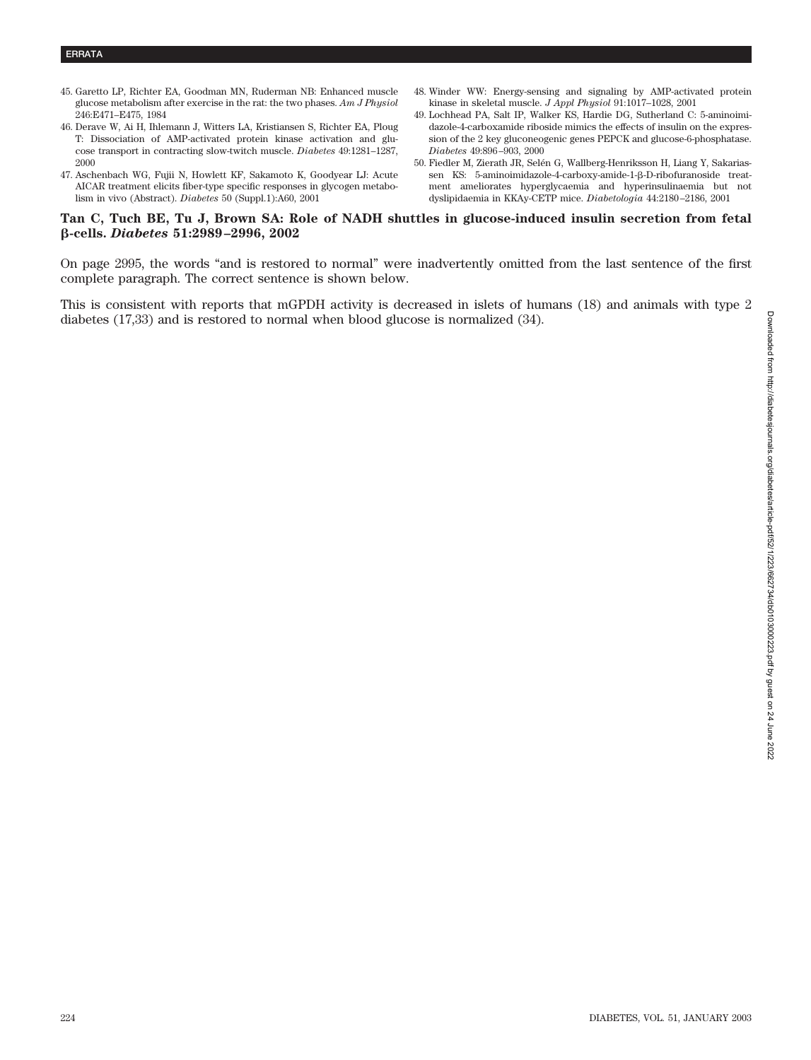45. Garetto LP, Richter EA, Goodman MN, Ruderman NB: Enhanced muscle glucose metabolism after exercise in the rat: the two phases. *Am J Physiol* 246:E471–E475, 1984
46. Derave W, Ai H, Ihlemann J, Witters LA, Kristiansen S, Richter EA, Ploug T: Dissociation of AMP-activated protein kinase activation and glucose transport in contracting slow-twitch muscle. *Diabetes* 49:1281–1287, 2000
47. Aschenbach WG, Fujii N, Howlett KF, Sakamoto K, Goodyear LJ: Acute AICAR treatment elicits fiber-type specific responses in glycogen metabolism in vivo (Abstract). *Diabetes* 50 (Suppl.1):A60, 2001
48. Winder WW: Energy-sensing and signaling by AMP-activated protein kinase in skeletal muscle. *J Appl Physiol* 91:1017–1028, 2001
49. Lochhead PA, Salt IP, Walker KS, Hardie DG, Sutherland C: 5-aminoimidazole-4-carboxamide riboside mimics the effects of insulin on the expression of the 2 key gluconeogenic genes PEPCK and glucose-6-phosphatase. *Diabetes* 49:896–903, 2000
50. Fiedler M, Zierath JR, Selén G, Wallberg-Henriksson H, Liang Y, Sakariassen KS: 5-aminoimidazole-4-carboxy-amide-1-β-D-ribofuranoside treatment ameliorates hyperglycaemia and hyperinsulinaemia but not dyslipidaemia in KKAy-CETP mice. *Diabetologia* 44:2180–2186, 2001

**Tan C, Tuch BE, Tu J, Brown SA: Role of NADH shuttles in glucose-induced insulin secretion from fetal β-cells. *Diabetes* 51:2989–2996, 2002**

On page 2995, the words "and is restored to normal" were inadvertently omitted from the last sentence of the first complete paragraph. The correct sentence is shown below.

This is consistent with reports that mGPDH activity is decreased in islets of humans (18) and animals with type 2 diabetes (17,33) and is restored to normal when blood glucose is normalized (34).